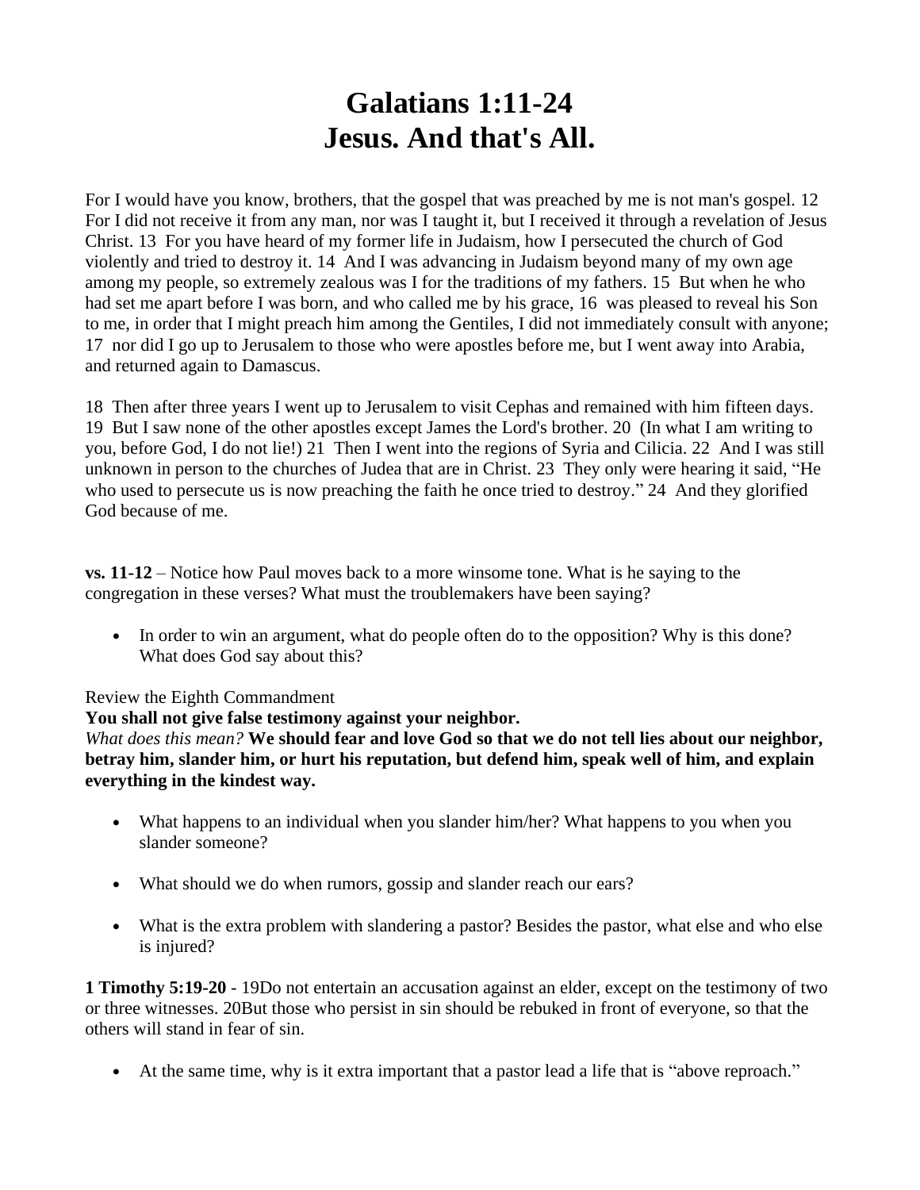# Galatians 1:11-24
# Jesus. And that's All.

For I would have you know, brothers, that the gospel that was preached by me is not man's gospel. 12 For I did not receive it from any man, nor was I taught it, but I received it through a revelation of Jesus Christ. 13 For you have heard of my former life in Judaism, how I persecuted the church of God violently and tried to destroy it. 14 And I was advancing in Judaism beyond many of my own age among my people, so extremely zealous was I for the traditions of my fathers. 15 But when he who had set me apart before I was born, and who called me by his grace, 16 was pleased to reveal his Son to me, in order that I might preach him among the Gentiles, I did not immediately consult with anyone; 17 nor did I go up to Jerusalem to those who were apostles before me, but I went away into Arabia, and returned again to Damascus.

18 Then after three years I went up to Jerusalem to visit Cephas and remained with him fifteen days. 19 But I saw none of the other apostles except James the Lord's brother. 20 (In what I am writing to you, before God, I do not lie!) 21 Then I went into the regions of Syria and Cilicia. 22 And I was still unknown in person to the churches of Judea that are in Christ. 23 They only were hearing it said, "He who used to persecute us is now preaching the faith he once tried to destroy." 24 And they glorified God because of me.

**vs. 11-12** – Notice how Paul moves back to a more winsome tone. What is he saying to the congregation in these verses? What must the troublemakers have been saying?

- In order to win an argument, what do people often do to the opposition? Why is this done? What does God say about this?

Review the Eighth Commandment
**You shall not give false testimony against your neighbor.**
*What does this mean?* **We should fear and love God so that we do not tell lies about our neighbor, betray him, slander him, or hurt his reputation, but defend him, speak well of him, and explain everything in the kindest way.**

- What happens to an individual when you slander him/her? What happens to you when you slander someone?

- What should we do when rumors, gossip and slander reach our ears?

- What is the extra problem with slandering a pastor? Besides the pastor, what else and who else is injured?

**1 Timothy 5:19-20** - 19Do not entertain an accusation against an elder, except on the testimony of two or three witnesses. 20But those who persist in sin should be rebuked in front of everyone, so that the others will stand in fear of sin.

- At the same time, why is it extra important that a pastor lead a life that is "above reproach."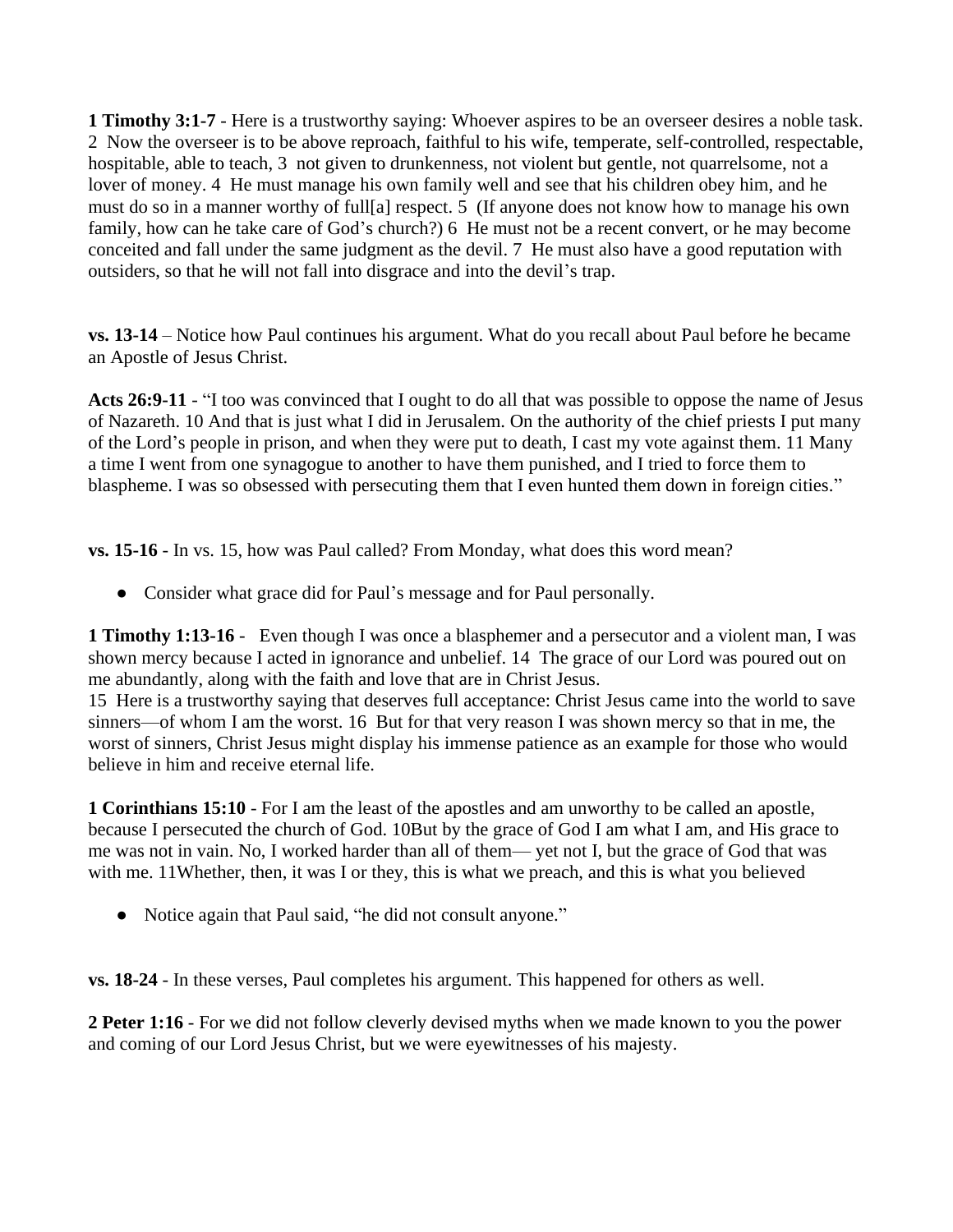**1 Timothy 3:1-7** - Here is a trustworthy saying: Whoever aspires to be an overseer desires a noble task. 2 Now the overseer is to be above reproach, faithful to his wife, temperate, self-controlled, respectable, hospitable, able to teach, 3 not given to drunkenness, not violent but gentle, not quarrelsome, not a lover of money. 4 He must manage his own family well and see that his children obey him, and he must do so in a manner worthy of full[a] respect. 5 (If anyone does not know how to manage his own family, how can he take care of God's church?) 6 He must not be a recent convert, or he may become conceited and fall under the same judgment as the devil. 7 He must also have a good reputation with outsiders, so that he will not fall into disgrace and into the devil's trap.

**vs. 13-14** – Notice how Paul continues his argument. What do you recall about Paul before he became an Apostle of Jesus Christ.

**Acts 26:9-11** - "I too was convinced that I ought to do all that was possible to oppose the name of Jesus of Nazareth. 10 And that is just what I did in Jerusalem. On the authority of the chief priests I put many of the Lord's people in prison, and when they were put to death, I cast my vote against them. 11 Many a time I went from one synagogue to another to have them punished, and I tried to force them to blaspheme. I was so obsessed with persecuting them that I even hunted them down in foreign cities."

**vs. 15-16** - In vs. 15, how was Paul called? From Monday, what does this word mean?

- Consider what grace did for Paul's message and for Paul personally.

**1 Timothy 1:13-16** - Even though I was once a blasphemer and a persecutor and a violent man, I was shown mercy because I acted in ignorance and unbelief. 14 The grace of our Lord was poured out on me abundantly, along with the faith and love that are in Christ Jesus.
15 Here is a trustworthy saying that deserves full acceptance: Christ Jesus came into the world to save sinners—of whom I am the worst. 16 But for that very reason I was shown mercy so that in me, the worst of sinners, Christ Jesus might display his immense patience as an example for those who would believe in him and receive eternal life.

**1 Corinthians 15:10** - For I am the least of the apostles and am unworthy to be called an apostle, because I persecuted the church of God. 10But by the grace of God I am what I am, and His grace to me was not in vain. No, I worked harder than all of them— yet not I, but the grace of God that was with me. 11Whether, then, it was I or they, this is what we preach, and this is what you believed

- Notice again that Paul said, "he did not consult anyone."

**vs. 18-24** - In these verses, Paul completes his argument. This happened for others as well.

**2 Peter 1:16** - For we did not follow cleverly devised myths when we made known to you the power and coming of our Lord Jesus Christ, but we were eyewitnesses of his majesty.